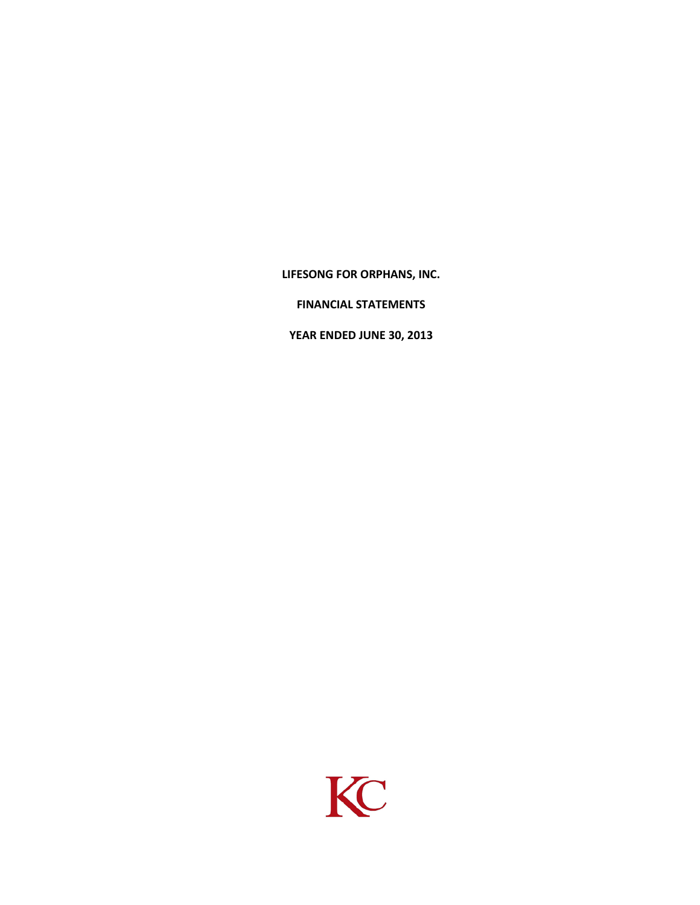**LIFESONG FOR ORPHANS, INC.**

**FINANCIAL STATEMENTS**

**YEAR ENDED JUNE 30, 2013**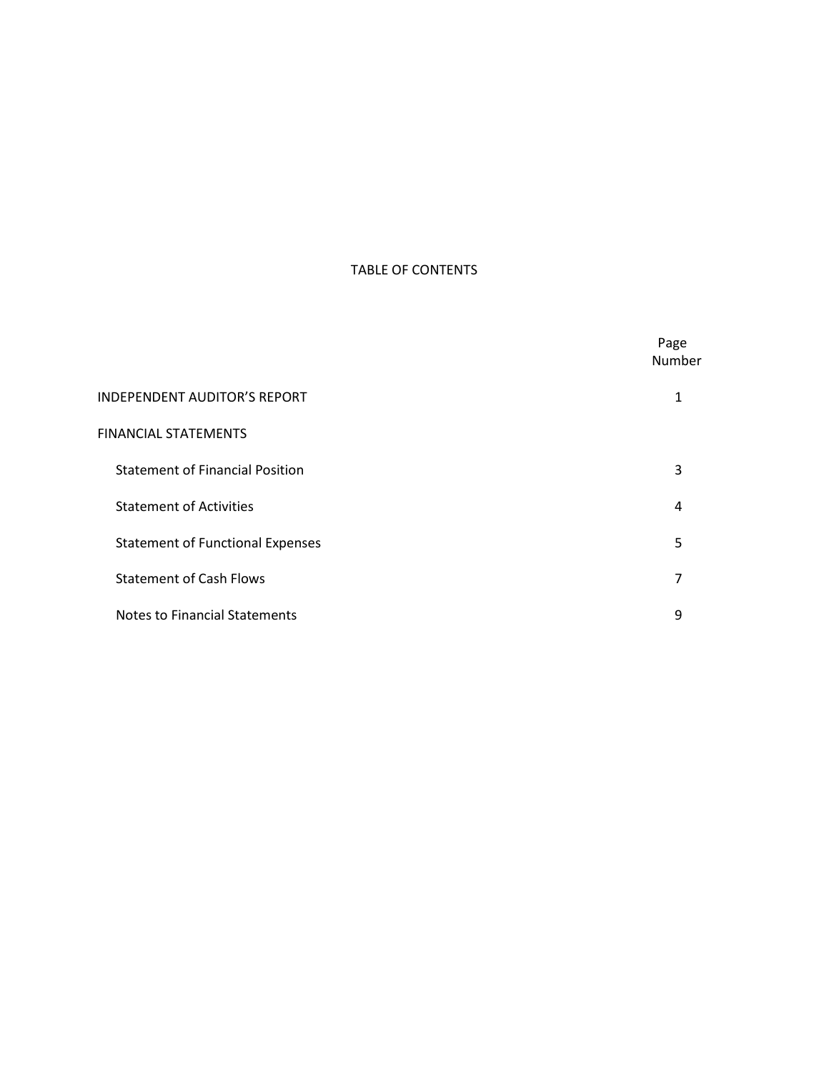# TABLE OF CONTENTS

| | Page Number |
|---|---|
| INDEPENDENT AUDITOR'S REPORT | 1 |
| FINANCIAL STATEMENTS | |
| Statement of Financial Position | 3 |
| Statement of Activities | 4 |
| Statement of Functional Expenses | 5 |
| Statement of Cash Flows | 7 |
| Notes to Financial Statements | 9 |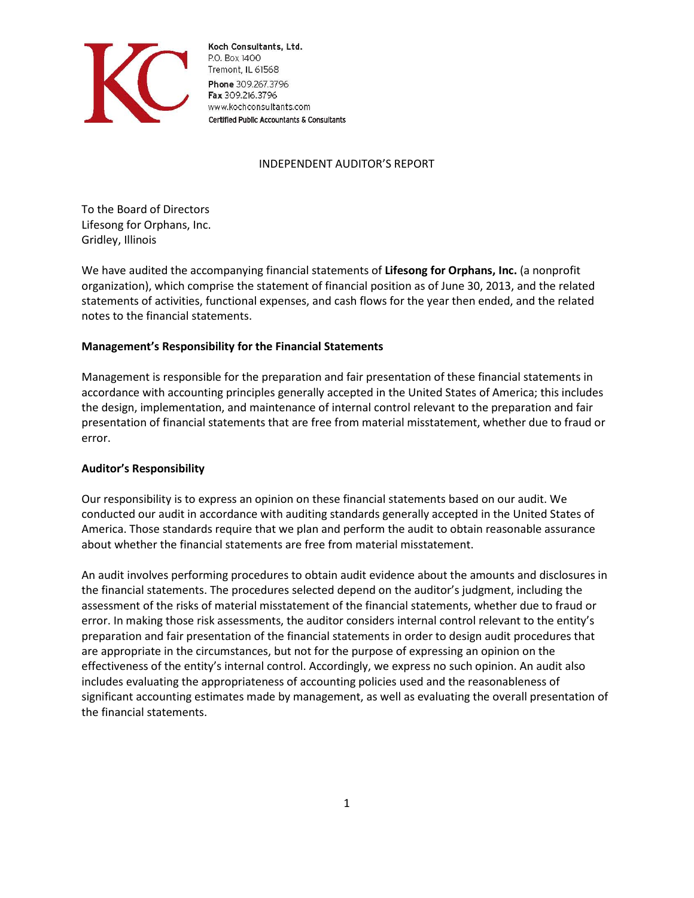Koch Consultants, Ltd.
P.O. Box 1400
Tremont, IL 61568
**Phone** 309.267.3796
**Fax** 309.216.3796
www.kochconsultants.com
Certified Public Accountants & Consultants

INDEPENDENT AUDITOR'S REPORT

To the Board of Directors
Lifesong for Orphans, Inc.
Gridley, Illinois

We have audited the accompanying financial statements of **Lifesong for Orphans, Inc.** (a nonprofit organization), which comprise the statement of financial position as of June 30, 2013, and the related statements of activities, functional expenses, and cash flows for the year then ended, and the related notes to the financial statements.

**Management's Responsibility for the Financial Statements**

Management is responsible for the preparation and fair presentation of these financial statements in accordance with accounting principles generally accepted in the United States of America; this includes the design, implementation, and maintenance of internal control relevant to the preparation and fair presentation of financial statements that are free from material misstatement, whether due to fraud or error.

**Auditor's Responsibility**

Our responsibility is to express an opinion on these financial statements based on our audit. We conducted our audit in accordance with auditing standards generally accepted in the United States of America. Those standards require that we plan and perform the audit to obtain reasonable assurance about whether the financial statements are free from material misstatement.

An audit involves performing procedures to obtain audit evidence about the amounts and disclosures in the financial statements. The procedures selected depend on the auditor's judgment, including the assessment of the risks of material misstatement of the financial statements, whether due to fraud or error. In making those risk assessments, the auditor considers internal control relevant to the entity's preparation and fair presentation of the financial statements in order to design audit procedures that are appropriate in the circumstances, but not for the purpose of expressing an opinion on the effectiveness of the entity's internal control. Accordingly, we express no such opinion. An audit also includes evaluating the appropriateness of accounting policies used and the reasonableness of significant accounting estimates made by management, as well as evaluating the overall presentation of the financial statements.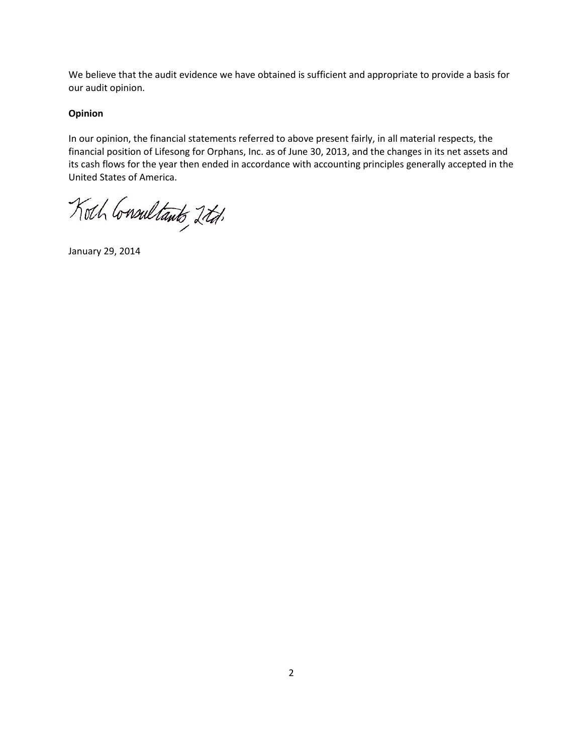We believe that the audit evidence we have obtained is sufficient and appropriate to provide a basis for our audit opinion.

**Opinion**

In our opinion, the financial statements referred to above present fairly, in all material respects, the financial position of Lifesong for Orphans, Inc. as of June 30, 2013, and the changes in its net assets and its cash flows for the year then ended in accordance with accounting principles generally accepted in the United States of America.

Koch Consultants, Ltd.

January 29, 2014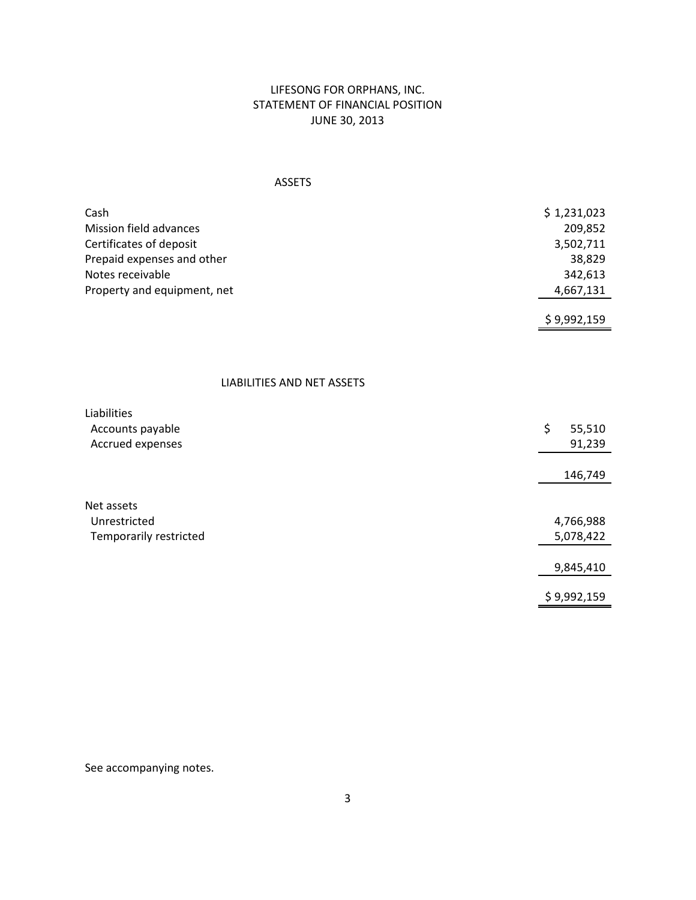# LIFESONG FOR ORPHANS, INC.
## STATEMENT OF FINANCIAL POSITION
### JUNE 30, 2013

**ASSETS**

| | |
|---|---:|
| Cash | $ 1,231,023 |
| Mission field advances | 209,852 |
| Certificates of deposit | 3,502,711 |
| Prepaid expenses and other | 38,829 |
| Notes receivable | 342,613 |
| Property and equipment, net | 4,667,131 |
| | $ 9,992,159 |

**LIABILITIES AND NET ASSETS**

| | |
|---|---:|
| Liabilities | |
| Accounts payable | $ 55,510 |
| Accrued expenses | 91,239 |
| | 146,749 |
| Net assets | |
| Unrestricted | 4,766,988 |
| Temporarily restricted | 5,078,422 |
| | 9,845,410 |
| | $ 9,992,159 |

See accompanying notes.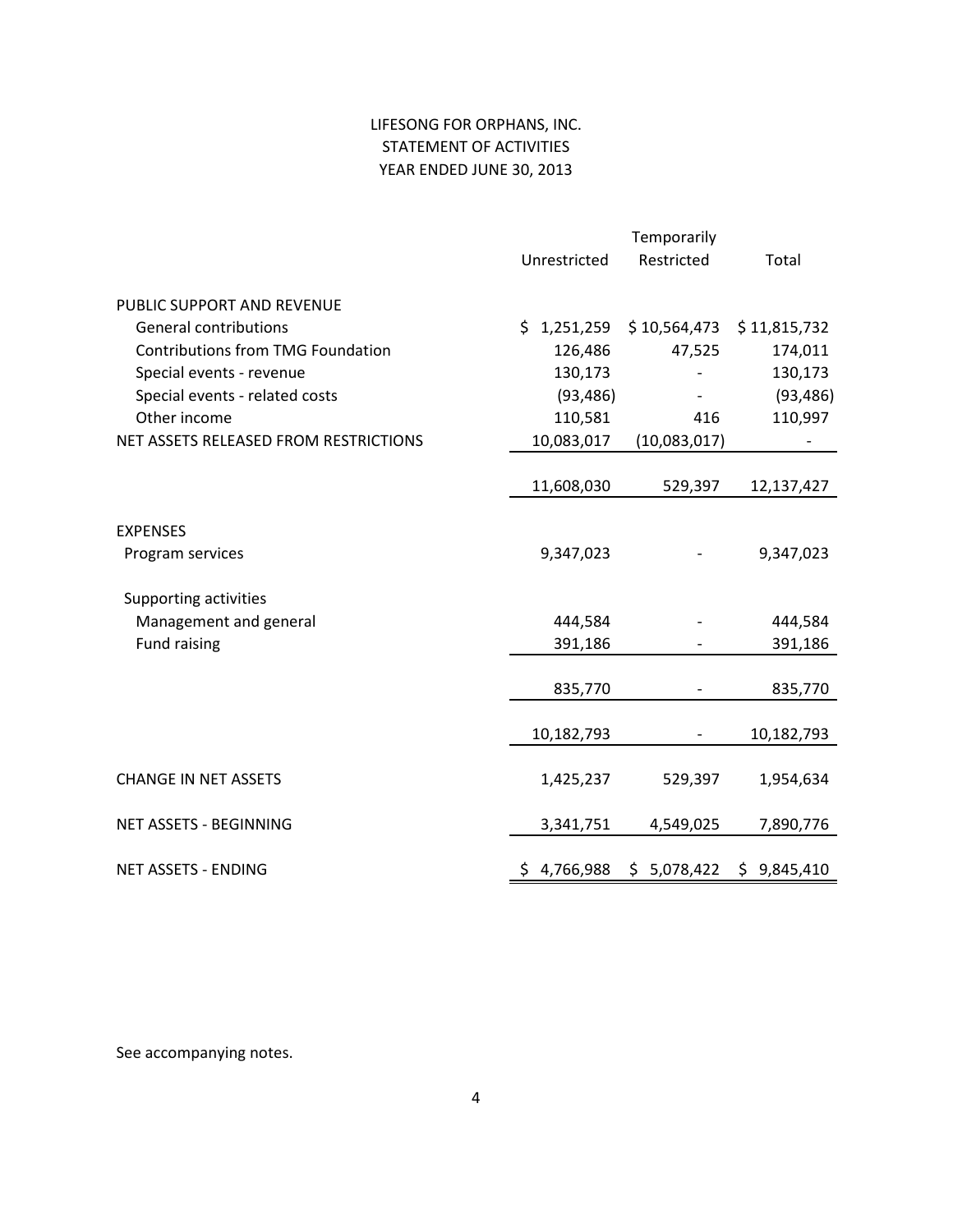# LIFESONG FOR ORPHANS, INC.
## STATEMENT OF ACTIVITIES
### YEAR ENDED JUNE 30, 2013

| | Unrestricted | Temporarily Restricted | Total |
|---|---|---|---|
| PUBLIC SUPPORT AND REVENUE | | | |
| General contributions | $ 1,251,259 | $ 10,564,473 | $ 11,815,732 |
| Contributions from TMG Foundation | 126,486 | 47,525 | 174,011 |
| Special events - revenue | 130,173 | - | 130,173 |
| Special events - related costs | (93,486) | - | (93,486) |
| Other income | 110,581 | 416 | 110,997 |
| NET ASSETS RELEASED FROM RESTRICTIONS | 10,083,017 | (10,083,017) | - |
| | 11,608,030 | 529,397 | 12,137,427 |
| EXPENSES | | | |
| Program services | 9,347,023 | - | 9,347,023 |
| Supporting activities | | | |
| Management and general | 444,584 | - | 444,584 |
| Fund raising | 391,186 | - | 391,186 |
| | 835,770 | - | 835,770 |
| | 10,182,793 | - | 10,182,793 |
| CHANGE IN NET ASSETS | 1,425,237 | 529,397 | 1,954,634 |
| NET ASSETS - BEGINNING | 3,341,751 | 4,549,025 | 7,890,776 |
| NET ASSETS - ENDING | $ 4,766,988 | $ 5,078,422 | $ 9,845,410 |

See accompanying notes.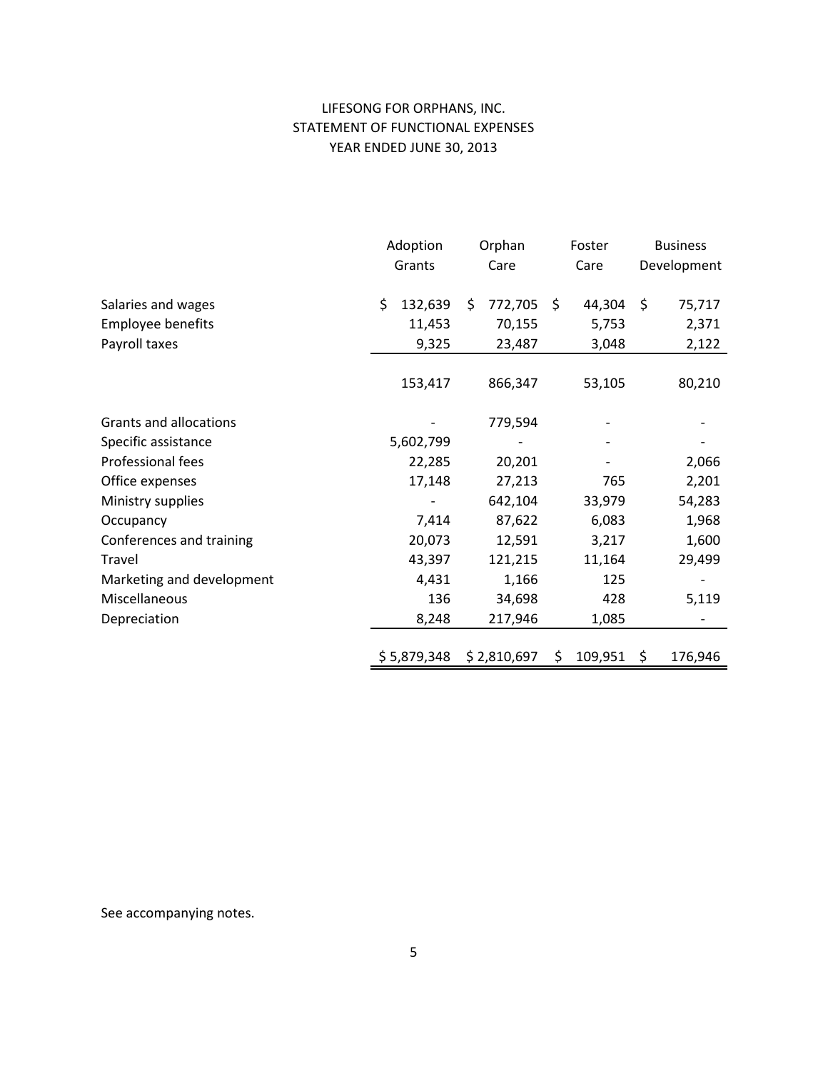LIFESONG FOR ORPHANS, INC.
STATEMENT OF FUNCTIONAL EXPENSES
YEAR ENDED JUNE 30, 2013

| | Adoption Grants | Orphan Care | Foster Care | Business Development |
|---|---|---|---|---|
| Salaries and wages | $ 132,639 | $ 772,705 | $ 44,304 | $ 75,717 |
| Employee benefits | 11,453 | 70,155 | 5,753 | 2,371 |
| Payroll taxes | 9,325 | 23,487 | 3,048 | 2,122 |
| | 153,417 | 866,347 | 53,105 | 80,210 |
| Grants and allocations | - | 779,594 | - | - |
| Specific assistance | 5,602,799 | - | - | - |
| Professional fees | 22,285 | 20,201 | - | 2,066 |
| Office expenses | 17,148 | 27,213 | 765 | 2,201 |
| Ministry supplies | - | 642,104 | 33,979 | 54,283 |
| Occupancy | 7,414 | 87,622 | 6,083 | 1,968 |
| Conferences and training | 20,073 | 12,591 | 3,217 | 1,600 |
| Travel | 43,397 | 121,215 | 11,164 | 29,499 |
| Marketing and development | 4,431 | 1,166 | 125 | - |
| Miscellaneous | 136 | 34,698 | 428 | 5,119 |
| Depreciation | 8,248 | 217,946 | 1,085 | - |
| | $ 5,879,348 | $ 2,810,697 | $ 109,951 | $ 176,946 |

See accompanying notes.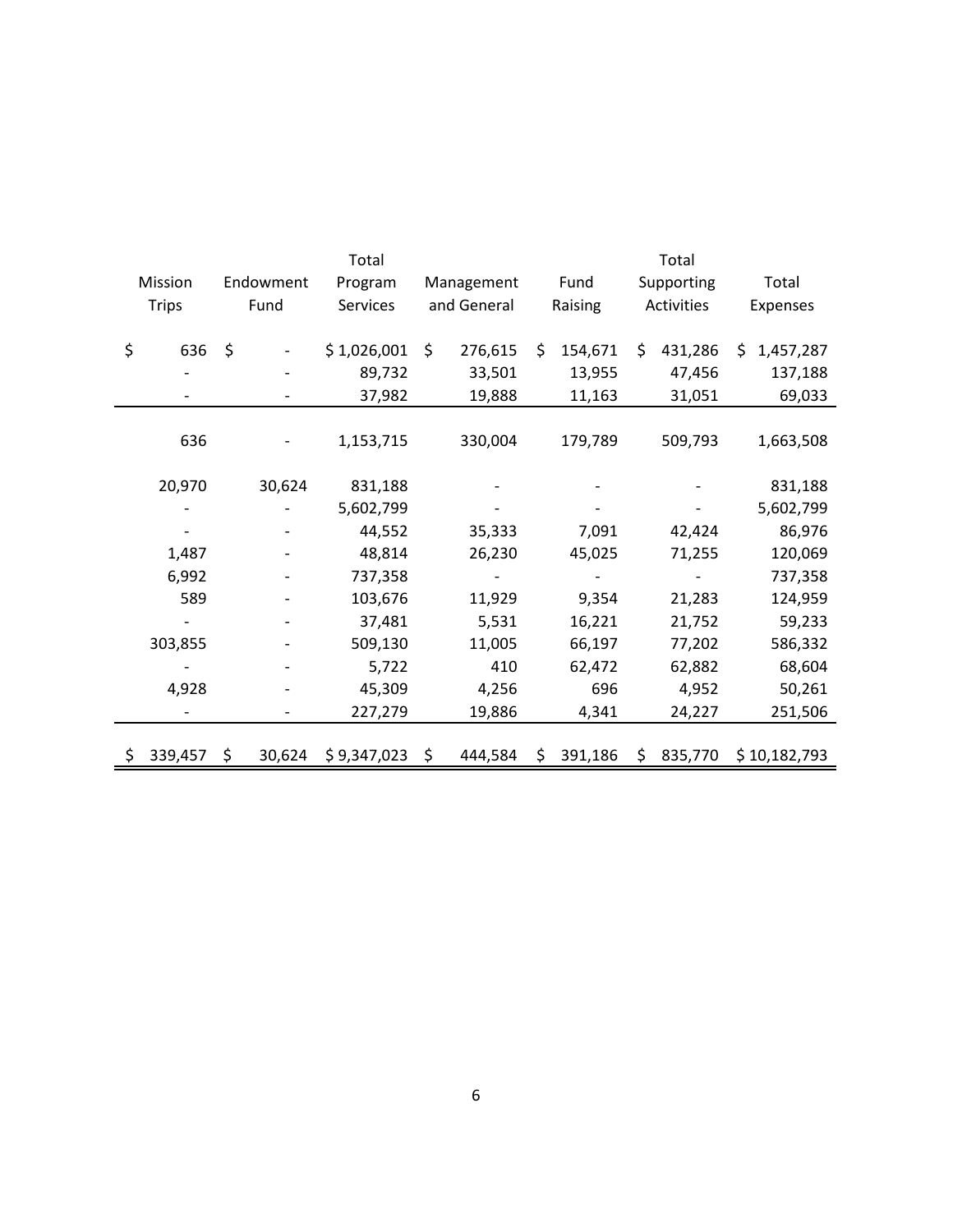| Mission Trips | Endowment Fund | Total Program Services | Management and General | Fund Raising | Total Supporting Activities | Total Expenses |
|---|---|---|---|---|---|---|
| $ 636 | $ - | $ 1,026,001 | $ 276,615 | $ 154,671 | $ 431,286 | $ 1,457,287 |
| - | - | 89,732 | 33,501 | 13,955 | 47,456 | 137,188 |
| - | - | 37,982 | 19,888 | 11,163 | 31,051 | 69,033 |
| 636 | - | 1,153,715 | 330,004 | 179,789 | 509,793 | 1,663,508 |
| 20,970 | 30,624 | 831,188 | - | - | - | 831,188 |
| - | - | 5,602,799 | - | - | - | 5,602,799 |
| - | - | 44,552 | 35,333 | 7,091 | 42,424 | 86,976 |
| 1,487 | - | 48,814 | 26,230 | 45,025 | 71,255 | 120,069 |
| 6,992 | - | 737,358 | - | - | - | 737,358 |
| 589 | - | 103,676 | 11,929 | 9,354 | 21,283 | 124,959 |
| - | - | 37,481 | 5,531 | 16,221 | 21,752 | 59,233 |
| 303,855 | - | 509,130 | 11,005 | 66,197 | 77,202 | 586,332 |
| - | - | 5,722 | 410 | 62,472 | 62,882 | 68,604 |
| 4,928 | - | 45,309 | 4,256 | 696 | 4,952 | 50,261 |
| - | - | 227,279 | 19,886 | 4,341 | 24,227 | 251,506 |
| $ 339,457 | $ 30,624 | $ 9,347,023 | $ 444,584 | $ 391,186 | $ 835,770 | $ 10,182,793 |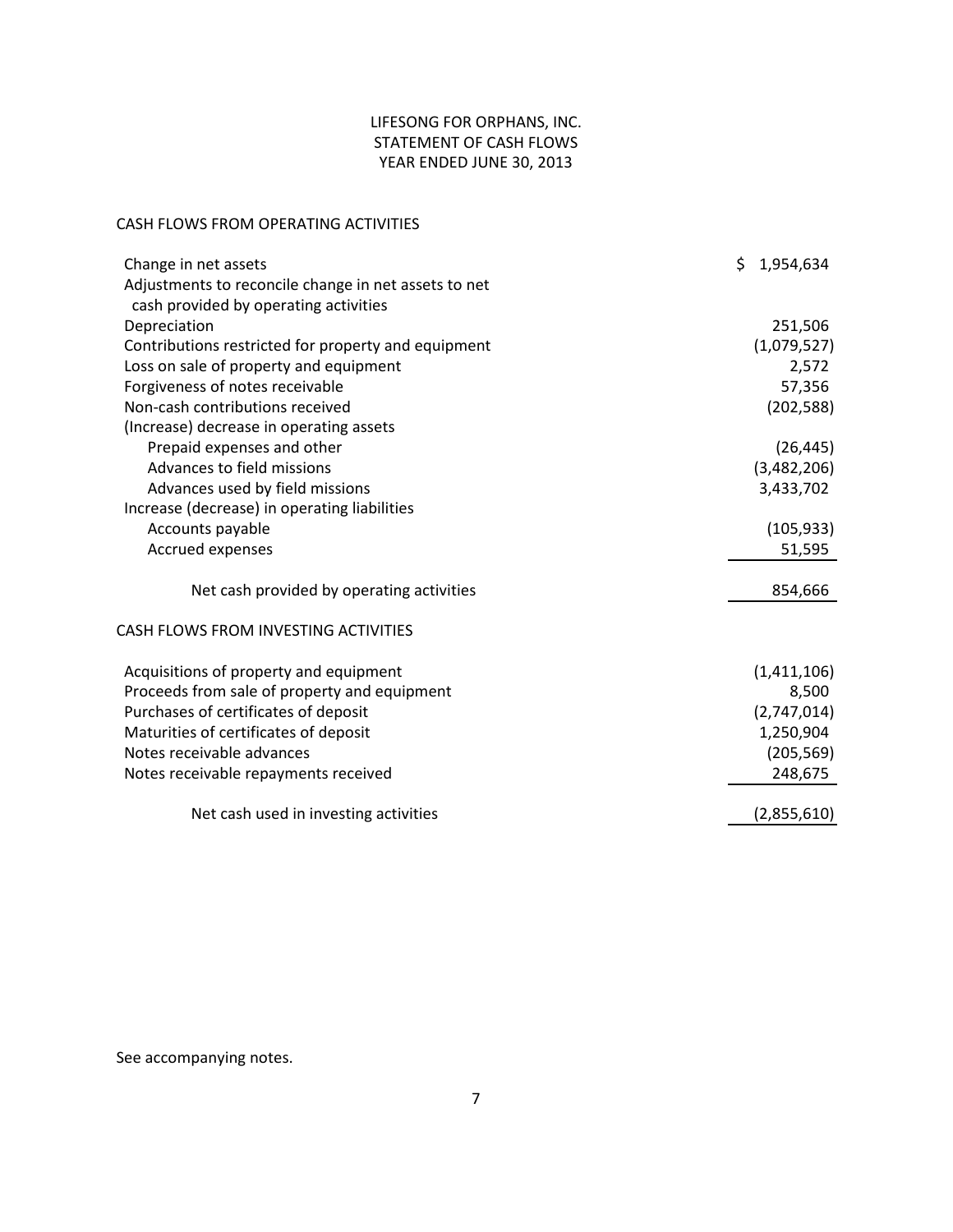LIFESONG FOR ORPHANS, INC.
STATEMENT OF CASH FLOWS
YEAR ENDED JUNE 30, 2013

CASH FLOWS FROM OPERATING ACTIVITIES

| | |
|---|---|
| Change in net assets | $ 1,954,634 |
| Adjustments to reconcile change in net assets to net cash provided by operating activities | |
| Depreciation | 251,506 |
| Contributions restricted for property and equipment | (1,079,527) |
| Loss on sale of property and equipment | 2,572 |
| Forgiveness of notes receivable | 57,356 |
| Non-cash contributions received | (202,588) |
| (Increase) decrease in operating assets | |
| Prepaid expenses and other | (26,445) |
| Advances to field missions | (3,482,206) |
| Advances used by field missions | 3,433,702 |
| Increase (decrease) in operating liabilities | |
| Accounts payable | (105,933) |
| Accrued expenses | 51,595 |
| Net cash provided by operating activities | 854,666 |

CASH FLOWS FROM INVESTING ACTIVITIES

| | |
|---|---|
| Acquisitions of property and equipment | (1,411,106) |
| Proceeds from sale of property and equipment | 8,500 |
| Purchases of certificates of deposit | (2,747,014) |
| Maturities of certificates of deposit | 1,250,904 |
| Notes receivable advances | (205,569) |
| Notes receivable repayments received | 248,675 |
| Net cash used in investing activities | (2,855,610) |

See accompanying notes.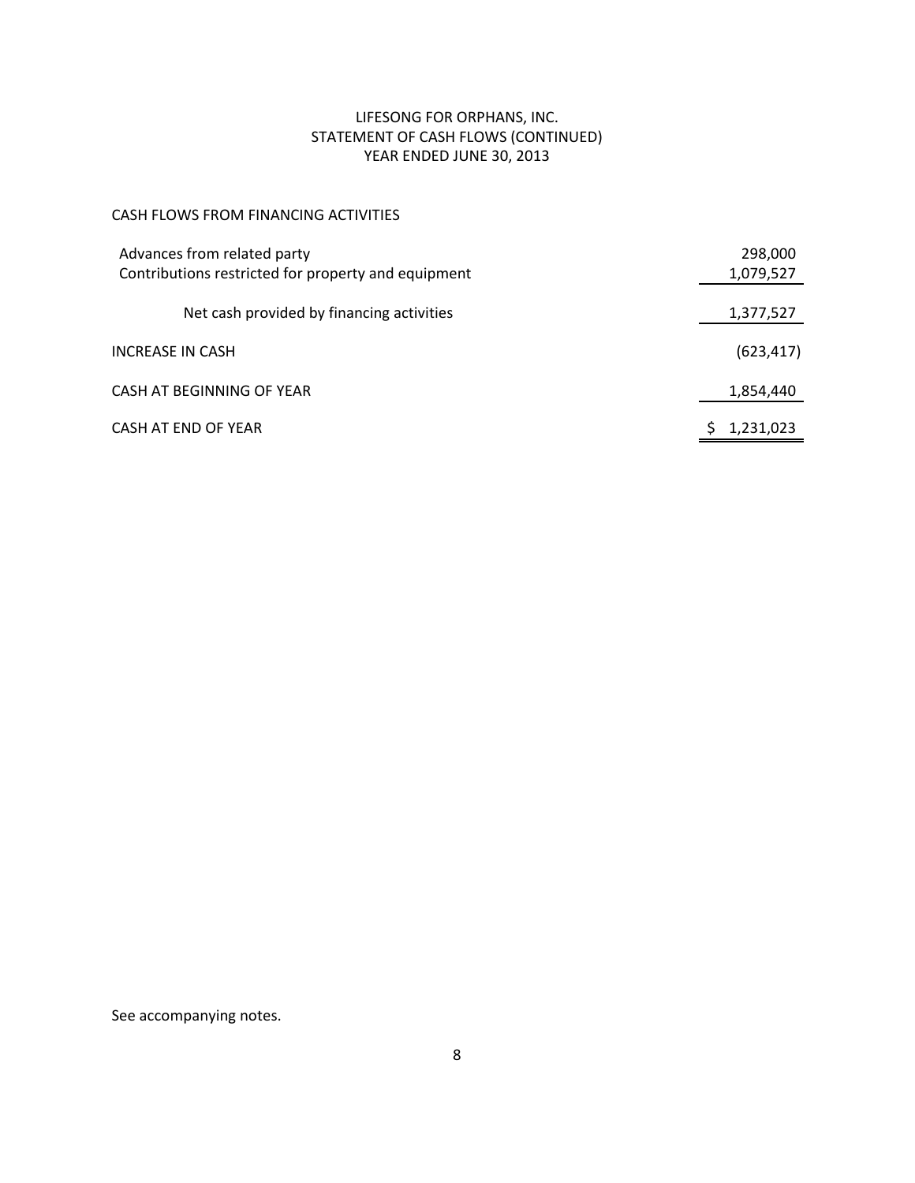# LIFESONG FOR ORPHANS, INC.
## STATEMENT OF CASH FLOWS (CONTINUED)
### YEAR ENDED JUNE 30, 2013

| | |
|---|---:|
| CASH FLOWS FROM FINANCING ACTIVITIES | |
| Advances from related party | 298,000 |
| Contributions restricted for property and equipment | 1,079,527 |
| Net cash provided by financing activities | 1,377,527 |
| INCREASE IN CASH | (623,417) |
| CASH AT BEGINNING OF YEAR | 1,854,440 |
| CASH AT END OF YEAR | $ 1,231,023 |

See accompanying notes.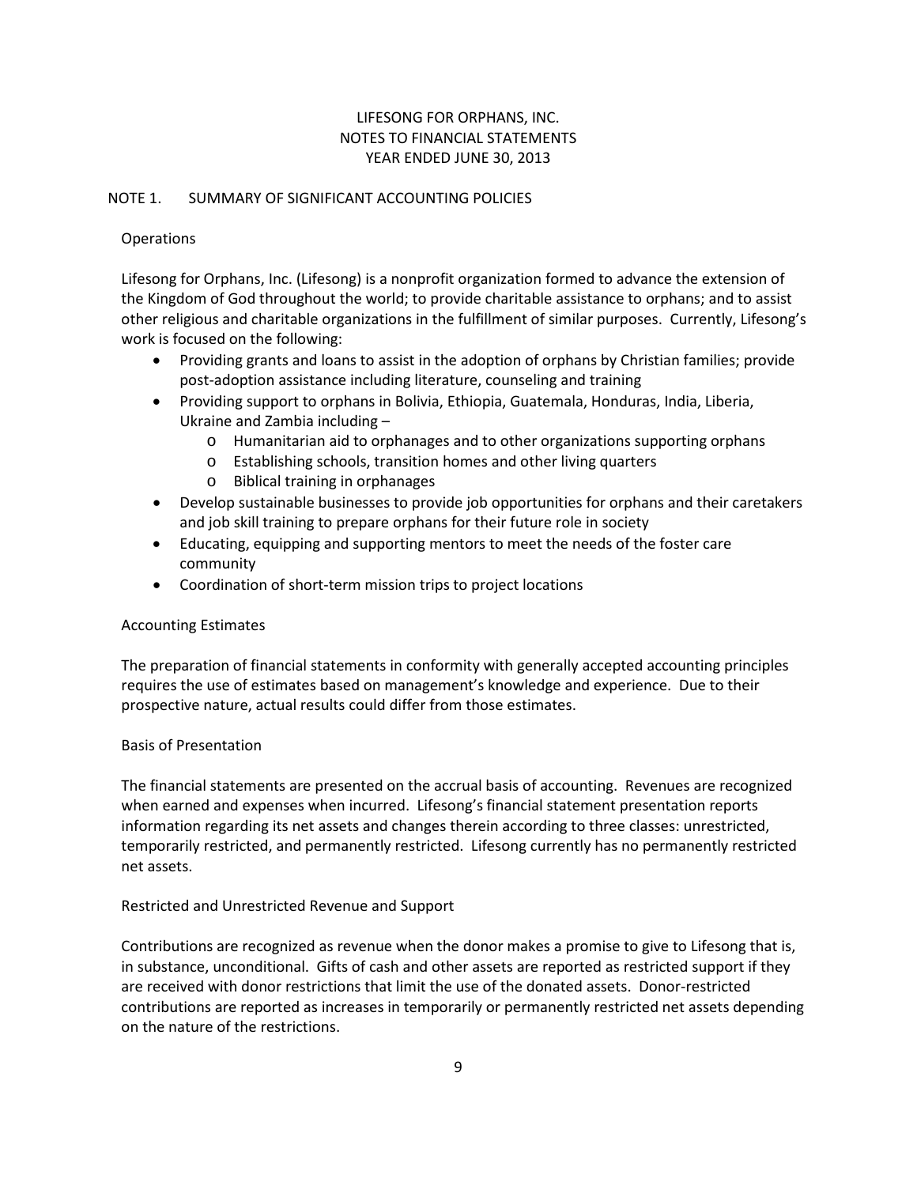# LIFESONG FOR ORPHANS, INC.
## NOTES TO FINANCIAL STATEMENTS
### YEAR ENDED JUNE 30, 2013

## NOTE 1. SUMMARY OF SIGNIFICANT ACCOUNTING POLICIES

### Operations

Lifesong for Orphans, Inc. (Lifesong) is a nonprofit organization formed to advance the extension of the Kingdom of God throughout the world; to provide charitable assistance to orphans; and to assist other religious and charitable organizations in the fulfillment of similar purposes. Currently, Lifesong's work is focused on the following:

- Providing grants and loans to assist in the adoption of orphans by Christian families; provide post-adoption assistance including literature, counseling and training
- Providing support to orphans in Bolivia, Ethiopia, Guatemala, Honduras, India, Liberia, Ukraine and Zambia including –
  - Humanitarian aid to orphanages and to other organizations supporting orphans
  - Establishing schools, transition homes and other living quarters
  - Biblical training in orphanages
- Develop sustainable businesses to provide job opportunities for orphans and their caretakers and job skill training to prepare orphans for their future role in society
- Educating, equipping and supporting mentors to meet the needs of the foster care community
- Coordination of short-term mission trips to project locations

### Accounting Estimates

The preparation of financial statements in conformity with generally accepted accounting principles requires the use of estimates based on management's knowledge and experience. Due to their prospective nature, actual results could differ from those estimates.

### Basis of Presentation

The financial statements are presented on the accrual basis of accounting. Revenues are recognized when earned and expenses when incurred. Lifesong's financial statement presentation reports information regarding its net assets and changes therein according to three classes: unrestricted, temporarily restricted, and permanently restricted. Lifesong currently has no permanently restricted net assets.

### Restricted and Unrestricted Revenue and Support

Contributions are recognized as revenue when the donor makes a promise to give to Lifesong that is, in substance, unconditional. Gifts of cash and other assets are reported as restricted support if they are received with donor restrictions that limit the use of the donated assets. Donor-restricted contributions are reported as increases in temporarily or permanently restricted net assets depending on the nature of the restrictions.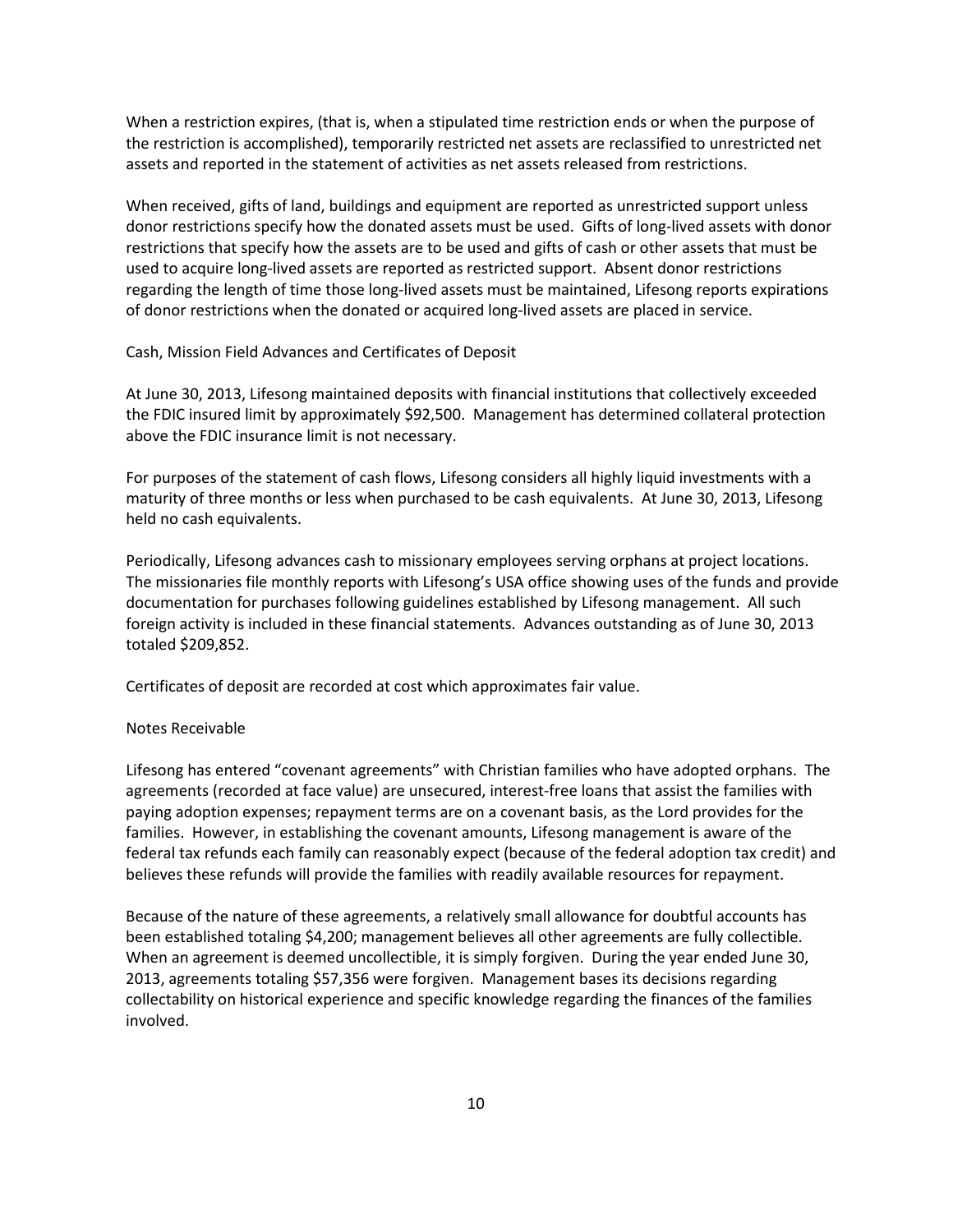When a restriction expires, (that is, when a stipulated time restriction ends or when the purpose of the restriction is accomplished), temporarily restricted net assets are reclassified to unrestricted net assets and reported in the statement of activities as net assets released from restrictions.

When received, gifts of land, buildings and equipment are reported as unrestricted support unless donor restrictions specify how the donated assets must be used. Gifts of long-lived assets with donor restrictions that specify how the assets are to be used and gifts of cash or other assets that must be used to acquire long-lived assets are reported as restricted support. Absent donor restrictions regarding the length of time those long-lived assets must be maintained, Lifesong reports expirations of donor restrictions when the donated or acquired long-lived assets are placed in service.

Cash, Mission Field Advances and Certificates of Deposit

At June 30, 2013, Lifesong maintained deposits with financial institutions that collectively exceeded the FDIC insured limit by approximately $92,500. Management has determined collateral protection above the FDIC insurance limit is not necessary.

For purposes of the statement of cash flows, Lifesong considers all highly liquid investments with a maturity of three months or less when purchased to be cash equivalents. At June 30, 2013, Lifesong held no cash equivalents.

Periodically, Lifesong advances cash to missionary employees serving orphans at project locations. The missionaries file monthly reports with Lifesong's USA office showing uses of the funds and provide documentation for purchases following guidelines established by Lifesong management. All such foreign activity is included in these financial statements. Advances outstanding as of June 30, 2013 totaled $209,852.

Certificates of deposit are recorded at cost which approximates fair value.

Notes Receivable

Lifesong has entered "covenant agreements" with Christian families who have adopted orphans. The agreements (recorded at face value) are unsecured, interest-free loans that assist the families with paying adoption expenses; repayment terms are on a covenant basis, as the Lord provides for the families. However, in establishing the covenant amounts, Lifesong management is aware of the federal tax refunds each family can reasonably expect (because of the federal adoption tax credit) and believes these refunds will provide the families with readily available resources for repayment.

Because of the nature of these agreements, a relatively small allowance for doubtful accounts has been established totaling $4,200; management believes all other agreements are fully collectible. When an agreement is deemed uncollectible, it is simply forgiven. During the year ended June 30, 2013, agreements totaling $57,356 were forgiven. Management bases its decisions regarding collectability on historical experience and specific knowledge regarding the finances of the families involved.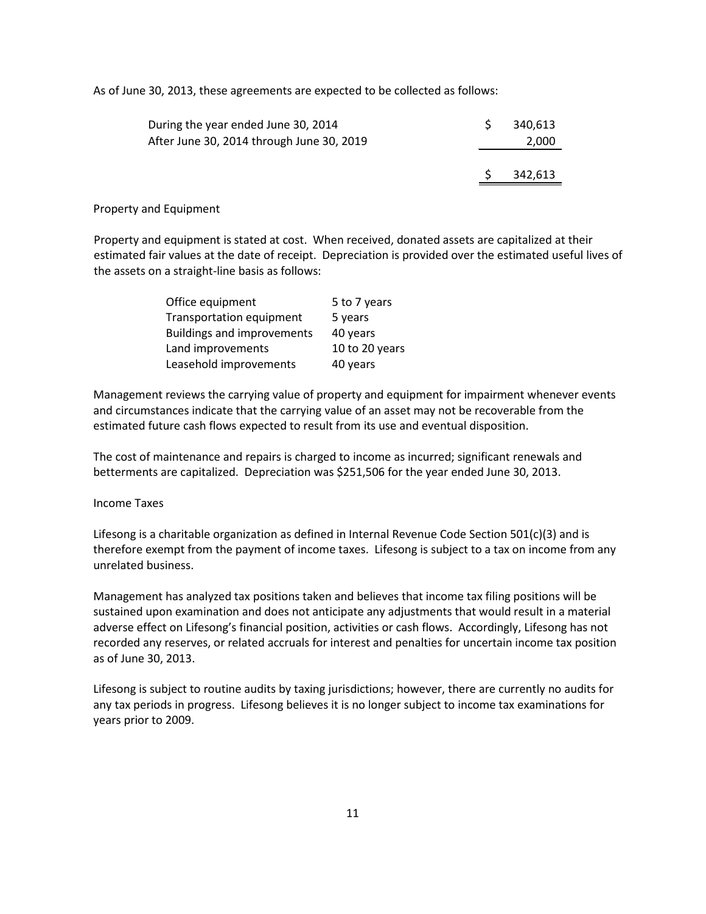As of June 30, 2013, these agreements are expected to be collected as follows:

| | |
|---|---|
| During the year ended June 30, 2014 | $ 340,613 |
| After June 30, 2014 through June 30, 2019 | 2,000 |
| | $ 342,613 |

Property and Equipment

Property and equipment is stated at cost. When received, donated assets are capitalized at their estimated fair values at the date of receipt. Depreciation is provided over the estimated useful lives of the assets on a straight-line basis as follows:

| | |
|---|---|
| Office equipment | 5 to 7 years |
| Transportation equipment | 5 years |
| Buildings and improvements | 40 years |
| Land improvements | 10 to 20 years |
| Leasehold improvements | 40 years |

Management reviews the carrying value of property and equipment for impairment whenever events and circumstances indicate that the carrying value of an asset may not be recoverable from the estimated future cash flows expected to result from its use and eventual disposition.

The cost of maintenance and repairs is charged to income as incurred; significant renewals and betterments are capitalized. Depreciation was $251,506 for the year ended June 30, 2013.

Income Taxes

Lifesong is a charitable organization as defined in Internal Revenue Code Section 501(c)(3) and is therefore exempt from the payment of income taxes. Lifesong is subject to a tax on income from any unrelated business.

Management has analyzed tax positions taken and believes that income tax filing positions will be sustained upon examination and does not anticipate any adjustments that would result in a material adverse effect on Lifesong's financial position, activities or cash flows. Accordingly, Lifesong has not recorded any reserves, or related accruals for interest and penalties for uncertain income tax position as of June 30, 2013.

Lifesong is subject to routine audits by taxing jurisdictions; however, there are currently no audits for any tax periods in progress. Lifesong believes it is no longer subject to income tax examinations for years prior to 2009.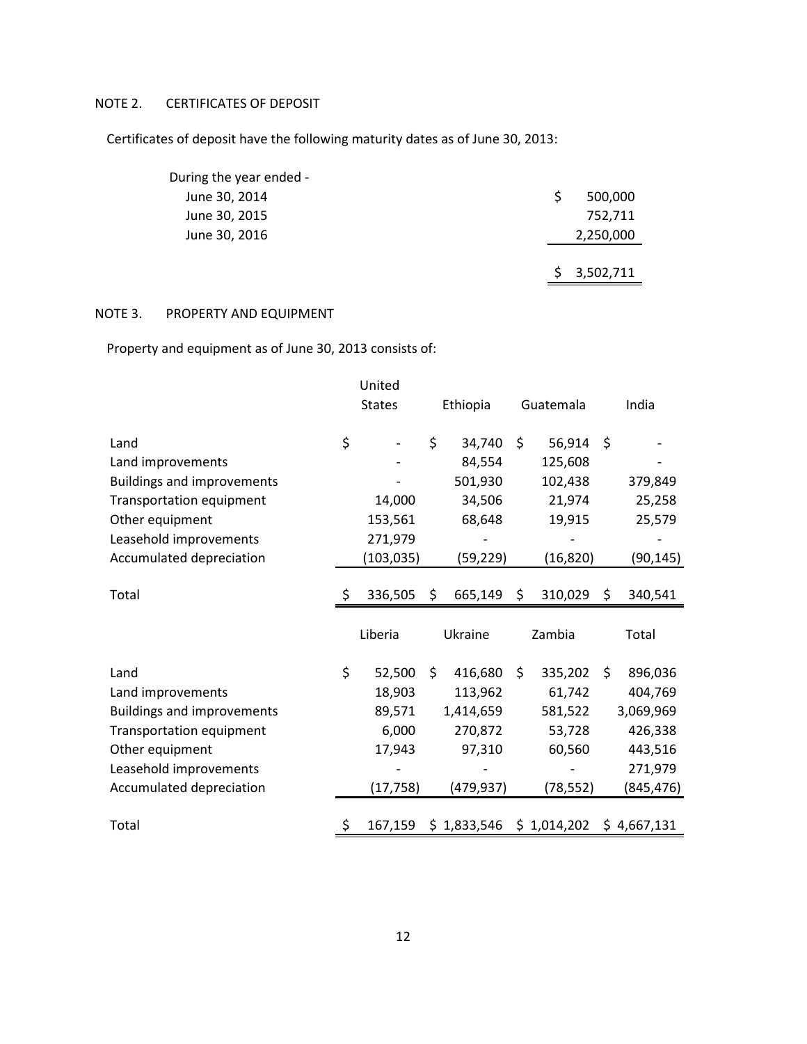NOTE 2. CERTIFICATES OF DEPOSIT

Certificates of deposit have the following maturity dates as of June 30, 2013:

| During the year ended - | |
|---|---|
| June 30, 2014 | $ 500,000 |
| June 30, 2015 | 752,711 |
| June 30, 2016 | 2,250,000 |
| | $ 3,502,711 |

NOTE 3. PROPERTY AND EQUIPMENT

Property and equipment as of June 30, 2013 consists of:

| | United States | Ethiopia | Guatemala | India |
|---|---|---|---|---|
| Land | $ - | $ 34,740 | $ 56,914 | $ - |
| Land improvements | - | 84,554 | 125,608 | - |
| Buildings and improvements | - | 501,930 | 102,438 | 379,849 |
| Transportation equipment | 14,000 | 34,506 | 21,974 | 25,258 |
| Other equipment | 153,561 | 68,648 | 19,915 | 25,579 |
| Leasehold improvements | 271,979 | - | - | - |
| Accumulated depreciation | (103,035) | (59,229) | (16,820) | (90,145) |
| Total | $ 336,505 | $ 665,149 | $ 310,029 | $ 340,541 |

| | Liberia | Ukraine | Zambia | Total |
|---|---|---|---|---|
| Land | $ 52,500 | $ 416,680 | $ 335,202 | $ 896,036 |
| Land improvements | 18,903 | 113,962 | 61,742 | 404,769 |
| Buildings and improvements | 89,571 | 1,414,659 | 581,522 | 3,069,969 |
| Transportation equipment | 6,000 | 270,872 | 53,728 | 426,338 |
| Other equipment | 17,943 | 97,310 | 60,560 | 443,516 |
| Leasehold improvements | - | - | - | 271,979 |
| Accumulated depreciation | (17,758) | (479,937) | (78,552) | (845,476) |
| Total | $ 167,159 | $ 1,833,546 | $ 1,014,202 | $ 4,667,131 |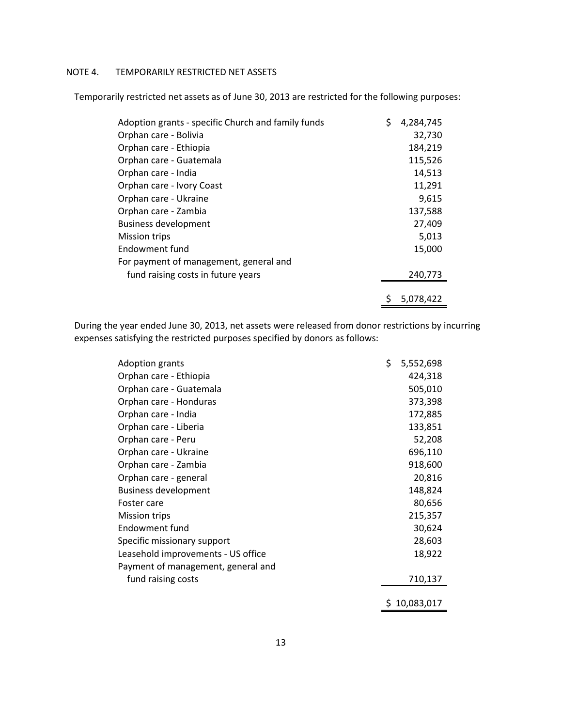NOTE 4. TEMPORARILY RESTRICTED NET ASSETS

Temporarily restricted net assets as of June 30, 2013 are restricted for the following purposes:

| | |
|---|---|
| Adoption grants - specific Church and family funds | $ 4,284,745 |
| Orphan care - Bolivia | 32,730 |
| Orphan care - Ethiopia | 184,219 |
| Orphan care - Guatemala | 115,526 |
| Orphan care - India | 14,513 |
| Orphan care - Ivory Coast | 11,291 |
| Orphan care - Ukraine | 9,615 |
| Orphan care - Zambia | 137,588 |
| Business development | 27,409 |
| Mission trips | 5,013 |
| Endowment fund | 15,000 |
| For payment of management, general and fund raising costs in future years | 240,773 |
| | $ 5,078,422 |

During the year ended June 30, 2013, net assets were released from donor restrictions by incurring expenses satisfying the restricted purposes specified by donors as follows:

| | |
|---|---|
| Adoption grants | $ 5,552,698 |
| Orphan care - Ethiopia | 424,318 |
| Orphan care - Guatemala | 505,010 |
| Orphan care - Honduras | 373,398 |
| Orphan care - India | 172,885 |
| Orphan care - Liberia | 133,851 |
| Orphan care - Peru | 52,208 |
| Orphan care - Ukraine | 696,110 |
| Orphan care - Zambia | 918,600 |
| Orphan care - general | 20,816 |
| Business development | 148,824 |
| Foster care | 80,656 |
| Mission trips | 215,357 |
| Endowment fund | 30,624 |
| Specific missionary support | 28,603 |
| Leasehold improvements - US office | 18,922 |
| Payment of management, general and fund raising costs | 710,137 |
| | $ 10,083,017 |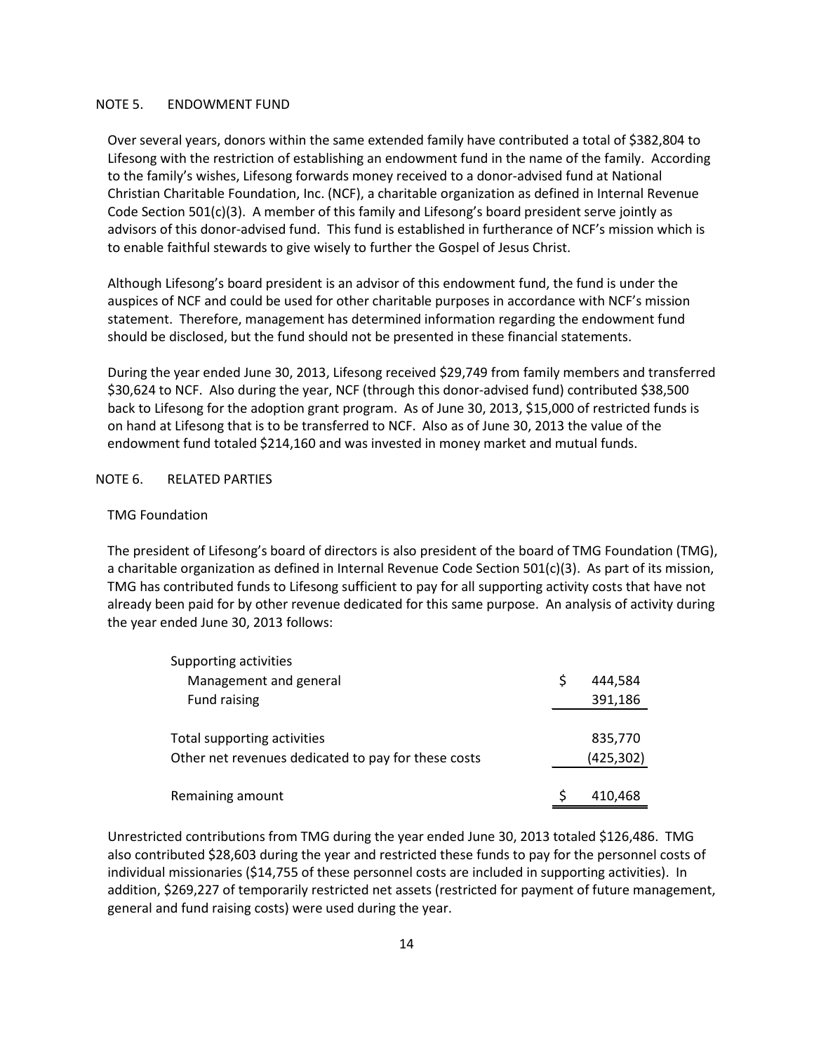## NOTE 5. ENDOWMENT FUND

Over several years, donors within the same extended family have contributed a total of $382,804 to Lifesong with the restriction of establishing an endowment fund in the name of the family. According to the family's wishes, Lifesong forwards money received to a donor-advised fund at National Christian Charitable Foundation, Inc. (NCF), a charitable organization as defined in Internal Revenue Code Section 501(c)(3). A member of this family and Lifesong's board president serve jointly as advisors of this donor-advised fund. This fund is established in furtherance of NCF's mission which is to enable faithful stewards to give wisely to further the Gospel of Jesus Christ.

Although Lifesong's board president is an advisor of this endowment fund, the fund is under the auspices of NCF and could be used for other charitable purposes in accordance with NCF's mission statement. Therefore, management has determined information regarding the endowment fund should be disclosed, but the fund should not be presented in these financial statements.

During the year ended June 30, 2013, Lifesong received $29,749 from family members and transferred $30,624 to NCF. Also during the year, NCF (through this donor-advised fund) contributed $38,500 back to Lifesong for the adoption grant program. As of June 30, 2013, $15,000 of restricted funds is on hand at Lifesong that is to be transferred to NCF. Also as of June 30, 2013 the value of the endowment fund totaled $214,160 and was invested in money market and mutual funds.

## NOTE 6. RELATED PARTIES

### TMG Foundation

The president of Lifesong's board of directors is also president of the board of TMG Foundation (TMG), a charitable organization as defined in Internal Revenue Code Section 501(c)(3). As part of its mission, TMG has contributed funds to Lifesong sufficient to pay for all supporting activity costs that have not already been paid for by other revenue dedicated for this same purpose. An analysis of activity during the year ended June 30, 2013 follows:

| | |
|---|---|
| Supporting activities | |
| Management and general | $ 444,584 |
| Fund raising | 391,186 |
| Total supporting activities | 835,770 |
| Other net revenues dedicated to pay for these costs | (425,302) |
| Remaining amount | $ 410,468 |

Unrestricted contributions from TMG during the year ended June 30, 2013 totaled $126,486. TMG also contributed $28,603 during the year and restricted these funds to pay for the personnel costs of individual missionaries ($14,755 of these personnel costs are included in supporting activities). In addition, $269,227 of temporarily restricted net assets (restricted for payment of future management, general and fund raising costs) were used during the year.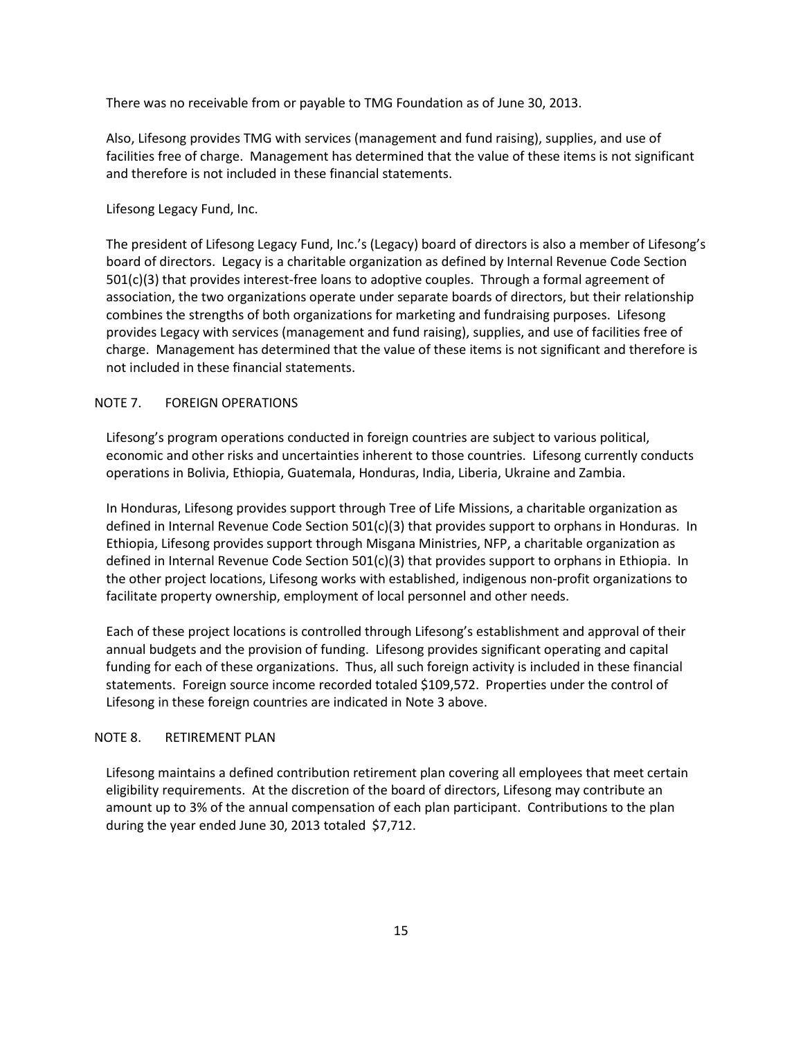There was no receivable from or payable to TMG Foundation as of June 30, 2013.

Also, Lifesong provides TMG with services (management and fund raising), supplies, and use of facilities free of charge. Management has determined that the value of these items is not significant and therefore is not included in these financial statements.

Lifesong Legacy Fund, Inc.

The president of Lifesong Legacy Fund, Inc.'s (Legacy) board of directors is also a member of Lifesong's board of directors. Legacy is a charitable organization as defined by Internal Revenue Code Section 501(c)(3) that provides interest-free loans to adoptive couples. Through a formal agreement of association, the two organizations operate under separate boards of directors, but their relationship combines the strengths of both organizations for marketing and fundraising purposes. Lifesong provides Legacy with services (management and fund raising), supplies, and use of facilities free of charge. Management has determined that the value of these items is not significant and therefore is not included in these financial statements.

## NOTE 7. FOREIGN OPERATIONS

Lifesong's program operations conducted in foreign countries are subject to various political, economic and other risks and uncertainties inherent to those countries. Lifesong currently conducts operations in Bolivia, Ethiopia, Guatemala, Honduras, India, Liberia, Ukraine and Zambia.

In Honduras, Lifesong provides support through Tree of Life Missions, a charitable organization as defined in Internal Revenue Code Section 501(c)(3) that provides support to orphans in Honduras. In Ethiopia, Lifesong provides support through Misgana Ministries, NFP, a charitable organization as defined in Internal Revenue Code Section 501(c)(3) that provides support to orphans in Ethiopia. In the other project locations, Lifesong works with established, indigenous non-profit organizations to facilitate property ownership, employment of local personnel and other needs.

Each of these project locations is controlled through Lifesong's establishment and approval of their annual budgets and the provision of funding. Lifesong provides significant operating and capital funding for each of these organizations. Thus, all such foreign activity is included in these financial statements. Foreign source income recorded totaled $109,572. Properties under the control of Lifesong in these foreign countries are indicated in Note 3 above.

## NOTE 8. RETIREMENT PLAN

Lifesong maintains a defined contribution retirement plan covering all employees that meet certain eligibility requirements. At the discretion of the board of directors, Lifesong may contribute an amount up to 3% of the annual compensation of each plan participant. Contributions to the plan during the year ended June 30, 2013 totaled $7,712.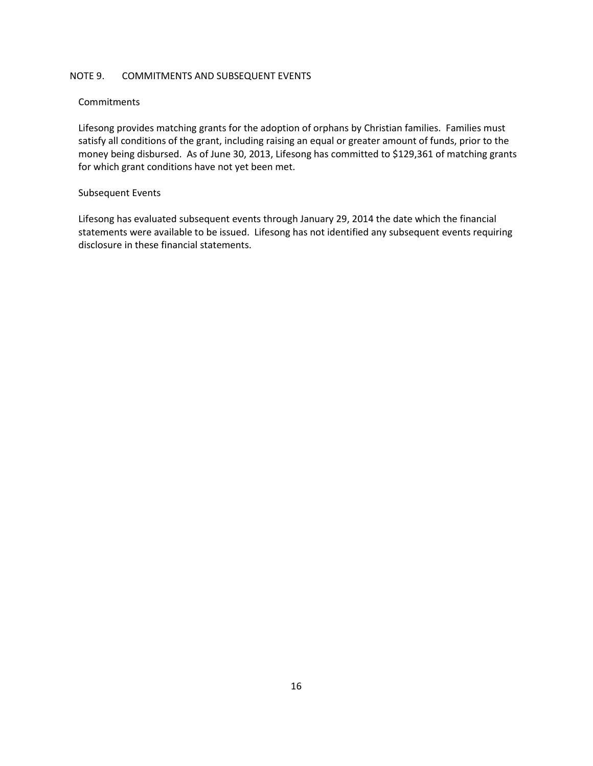## NOTE 9. COMMITMENTS AND SUBSEQUENT EVENTS

### Commitments

Lifesong provides matching grants for the adoption of orphans by Christian families. Families must satisfy all conditions of the grant, including raising an equal or greater amount of funds, prior to the money being disbursed. As of June 30, 2013, Lifesong has committed to $129,361 of matching grants for which grant conditions have not yet been met.

### Subsequent Events

Lifesong has evaluated subsequent events through January 29, 2014 the date which the financial statements were available to be issued. Lifesong has not identified any subsequent events requiring disclosure in these financial statements.